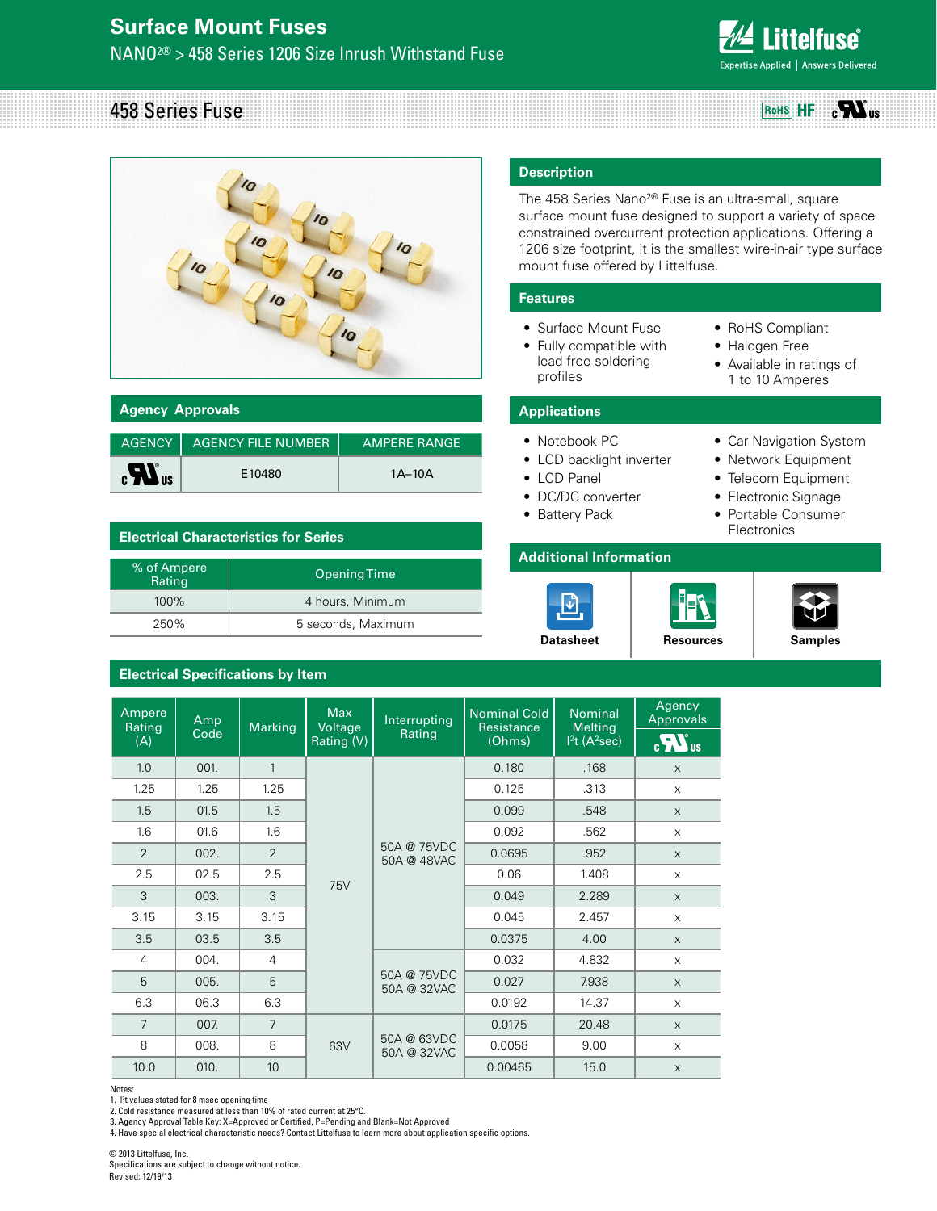# Surface Mount Fuses

NANO2® > 458 Series 1206 Size Inrush Withstand Fuse

## 458 Series Fuse

RoHS HF cULus

## Description

The 458 Series Nano2® Fuse is an ultra-small, square surface mount fuse designed to support a variety of space constrained overcurrent protection applications. Offering a 1206 size footprint, it is the smallest wire-in-air type surface mount fuse offered by Littelfuse.

## Features

- Surface Mount Fuse
- Fully compatible with lead free soldering profiles
- RoHS Compliant
- Halogen Free
- Available in ratings of 1 to 10 Amperes

## Applications

- Notebook PC
- LCD backlight inverter
- LCD Panel
- DC/DC converter
- Battery Pack
- Car Navigation System
- Network Equipment
- Telecom Equipment
- Electronic Signage
- Portable Consumer Electronics

## Agency Approvals

| AGENCY | AGENCY FILE NUMBER | AMPERE RANGE |
|---|---|---|
| cULus | E10480 | 1A–10A |

## Electrical Characteristics for Series

| % of Ampere Rating | Opening Time |
|---|---|
| 100% | 4 hours, Minimum |
| 250% | 5 seconds, Maximum |

## Additional Information

Datasheet | Resources | Samples

## Electrical Specifications by Item

| Ampere Rating (A) | Amp Code | Marking | Max Voltage Rating (V) | Interrupting Rating | Nominal Cold Resistance (Ohms) | Nominal Melting $I^2t$ ($A^2sec$) | Agency Approvals cULus |
|---|---|---|---|---|---|---|---|
| 1.0 | 001. | 1 | 75V | 50A @ 75VDC 50A @ 48VAC | 0.180 | .168 | x |
| 1.25 | 1.25 | 1.25 | 75V | 50A @ 75VDC 50A @ 48VAC | 0.125 | .313 | x |
| 1.5 | 01.5 | 1.5 | 75V | 50A @ 75VDC 50A @ 48VAC | 0.099 | .548 | x |
| 1.6 | 01.6 | 1.6 | 75V | 50A @ 75VDC 50A @ 48VAC | 0.092 | .562 | x |
| 2 | 002. | 2 | 75V | 50A @ 75VDC 50A @ 48VAC | 0.0695 | .952 | x |
| 2.5 | 02.5 | 2.5 | 75V | 50A @ 75VDC 50A @ 48VAC | 0.06 | 1.408 | x |
| 3 | 003. | 3 | 75V | 50A @ 75VDC 50A @ 48VAC | 0.049 | 2.289 | x |
| 3.15 | 3.15 | 3.15 | 75V | 50A @ 75VDC 50A @ 48VAC | 0.045 | 2.457 | x |
| 3.5 | 03.5 | 3.5 | 75V | 50A @ 75VDC 50A @ 48VAC | 0.0375 | 4.00 | x |
| 4 | 004. | 4 | 75V | 50A @ 75VDC 50A @ 32VAC | 0.032 | 4.832 | x |
| 5 | 005. | 5 | 75V | 50A @ 75VDC 50A @ 32VAC | 0.027 | 7.938 | x |
| 6.3 | 06.3 | 6.3 | 75V | 50A @ 75VDC 50A @ 32VAC | 0.0192 | 14.37 | x |
| 7 | 007. | 7 | 63V | 50A @ 63VDC 50A @ 32VAC | 0.0175 | 20.48 | x |
| 8 | 008. | 8 | 63V | 50A @ 63VDC 50A @ 32VAC | 0.0058 | 9.00 | x |
| 10.0 | 010. | 10 | 63V | 50A @ 63VDC 50A @ 32VAC | 0.00465 | 15.0 | x |

Notes:
1. $I^2t$ values stated for 8 msec opening time
2. Cold resistance measured at less than 10% of rated current at 25°C.
3. Agency Approval Table Key: X=Approved or Certified, P=Pending and Blank=Not Approved
4. Have special electrical characteristic needs? Contact Littelfuse to learn more about application specific options.

© 2013 Littelfuse, Inc.
Specifications are subject to change without notice.
Revised: 12/19/13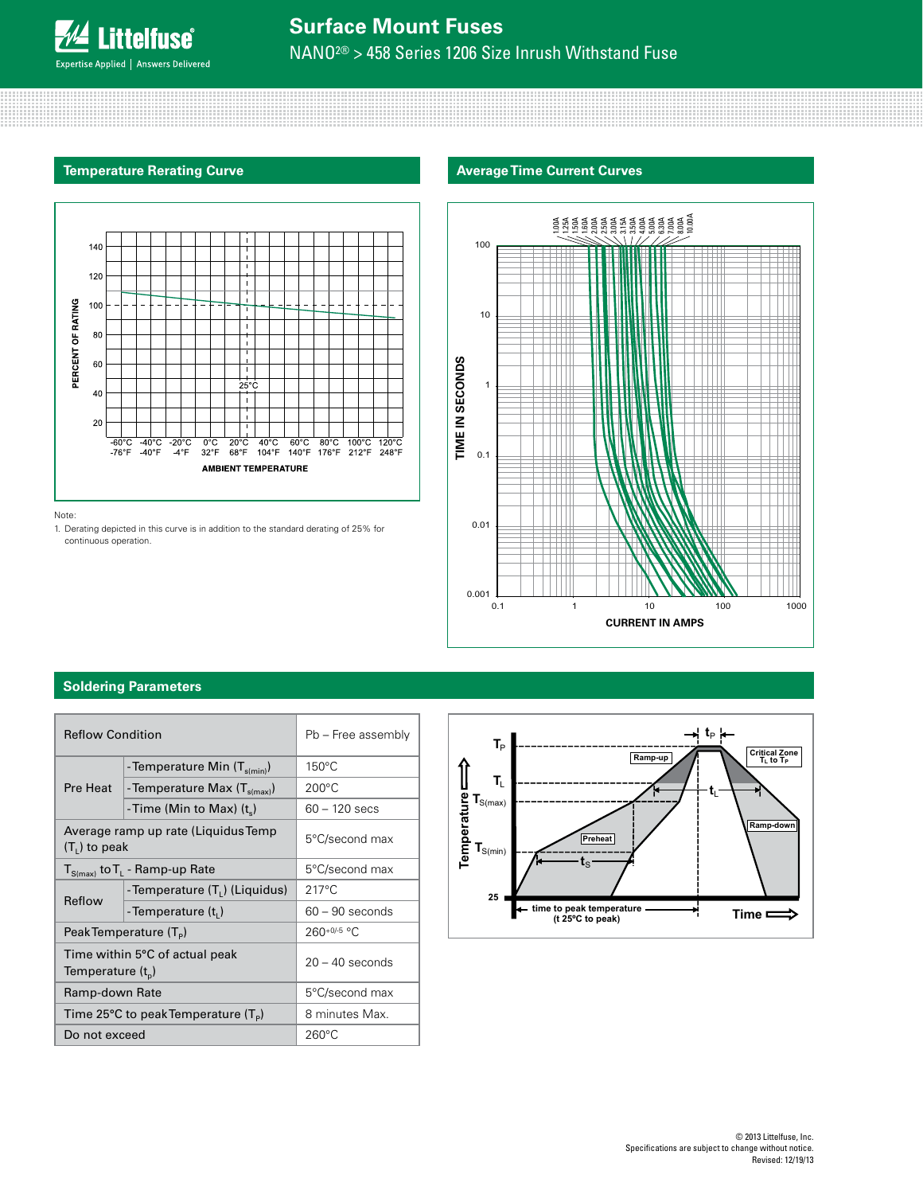## Temperature Rerating Curve

Note:

1. Derating depicted in this curve is in addition to the standard derating of 25% for continuous operation.

## Average Time Current Curves

## Soldering Parameters

| Reflow Condition | | Pb – Free assembly |
|---|---|---|
| Pre Heat | -Temperature Min ($T_{s(min)}$) | 150°C |
| | -Temperature Max ($T_{s(max)}$) | 200°C |
| | -Time (Min to Max) ($t_s$) | 60 – 120 secs |
| Average ramp up rate (Liquidus Temp ($T_L$) to peak | | 5°C/second max |
| $T_{S(max)}$ to $T_L$ - Ramp-up Rate | | 5°C/second max |
| Reflow | -Temperature ($T_L$) (Liquidus) | 217°C |
| | -Temperature ($t_L$) | 60 – 90 seconds |
| Peak Temperature ($T_P$) | | $260^{+0/-5}$ °C |
| Time within 5°C of actual peak Temperature ($t_p$) | | 20 – 40 seconds |
| Ramp-down Rate | | 5°C/second max |
| Time 25°C to peak Temperature ($T_P$) | | 8 minutes Max. |
| Do not exceed | | 260°C |

© 2013 Littelfuse, Inc.
Specifications are subject to change without notice.
Revised: 12/19/13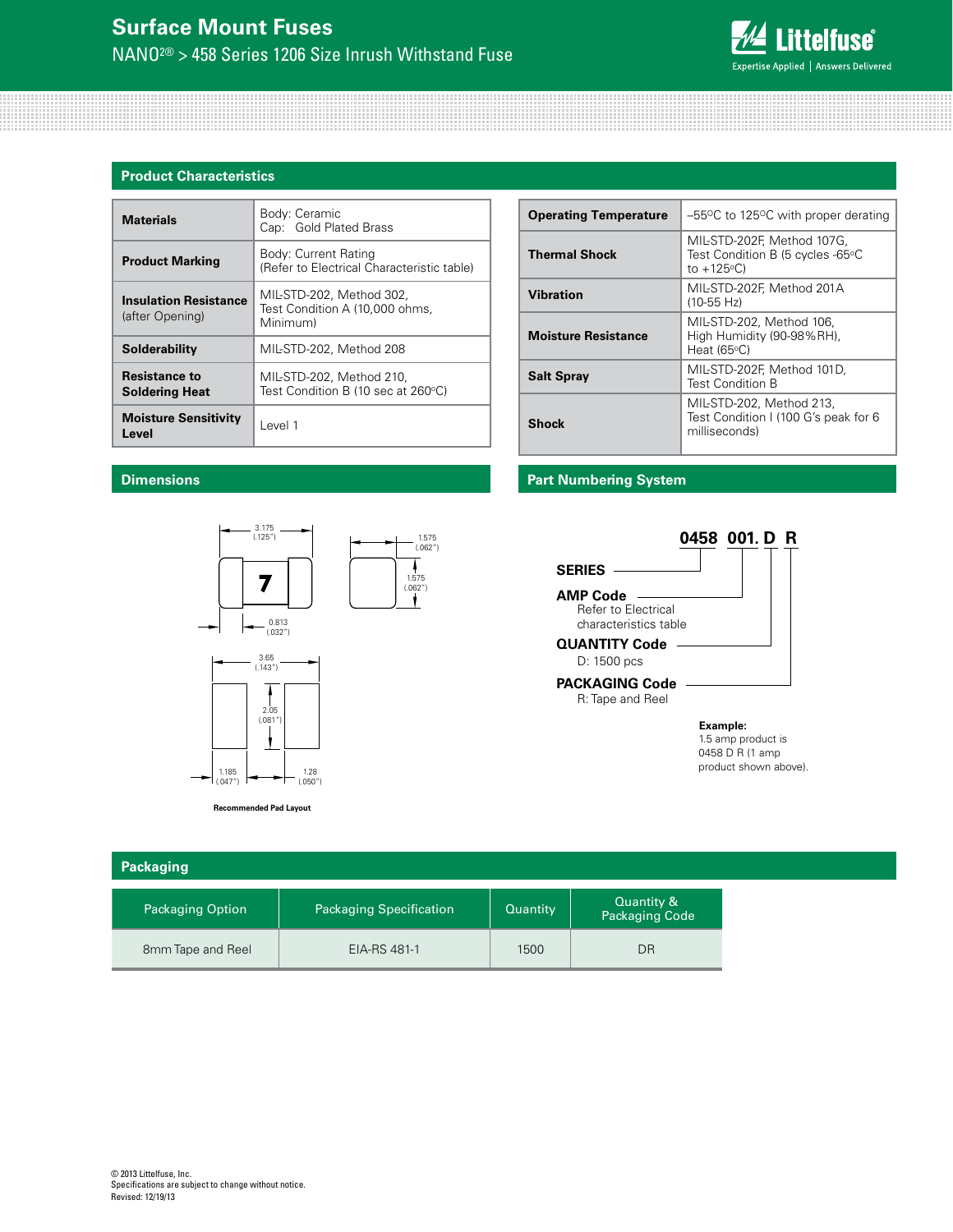## Product Characteristics

| | |
|---|---|
| **Materials** | Body: Ceramic<br>Cap: Gold Plated Brass |
| **Product Marking** | Body: Current Rating<br>(Refer to Electrical Characteristic table) |
| **Insulation Resistance** (after Opening) | MIL-STD-202, Method 302,<br>Test Condition A (10,000 ohms, Minimum) |
| **Solderability** | MIL-STD-202, Method 208 |
| **Resistance to Soldering Heat** | MIL-STD-202, Method 210,<br>Test Condition B (10 sec at 260°C) |
| **Moisture Sensitivity Level** | Level 1 |

| | |
|---|---|
| **Operating Temperature** | –55ºC to 125ºC with proper derating |
| **Thermal Shock** | MIL-STD-202F, Method 107G,<br>Test Condition B (5 cycles -65ºC to +125ºC) |
| **Vibration** | MIL-STD-202F, Method 201A<br>(10-55 Hz) |
| **Moisture Resistance** | MIL-STD-202, Method 106,<br>High Humidity (90-98%RH),<br>Heat (65ºC) |
| **Salt Spray** | MIL-STD-202F, Method 101D,<br>Test Condition B |
| **Shock** | MIL-STD-202, Method 213,<br>Test Condition I (100 G's peak for 6 milliseconds) |

## Dimensions

3.175 (.125")

1.575 (.062")

1.575 (.062")

0.813 (.032")

7

3.65 (.143")

2.05 (.081")

1.185 (.047")

1.28 (.050")

**Recommended Pad Layout**

## Part Numbering System

**0458 001. D R**

**SERIES**

**AMP Code**
Refer to Electrical characteristics table

**QUANTITY Code**
D: 1500 pcs

**PACKAGING Code**
R: Tape and Reel

**Example:**
1.5 amp product is 0458 D R (1 amp product shown above).

## Packaging

| Packaging Option | Packaging Specification | Quantity | Quantity & Packaging Code |
|---|---|---|---|
| 8mm Tape and Reel | EIA-RS 481-1 | 1500 | DR |

© 2013 Littelfuse, Inc.
Specifications are subject to change without notice.
Revised: 12/19/13